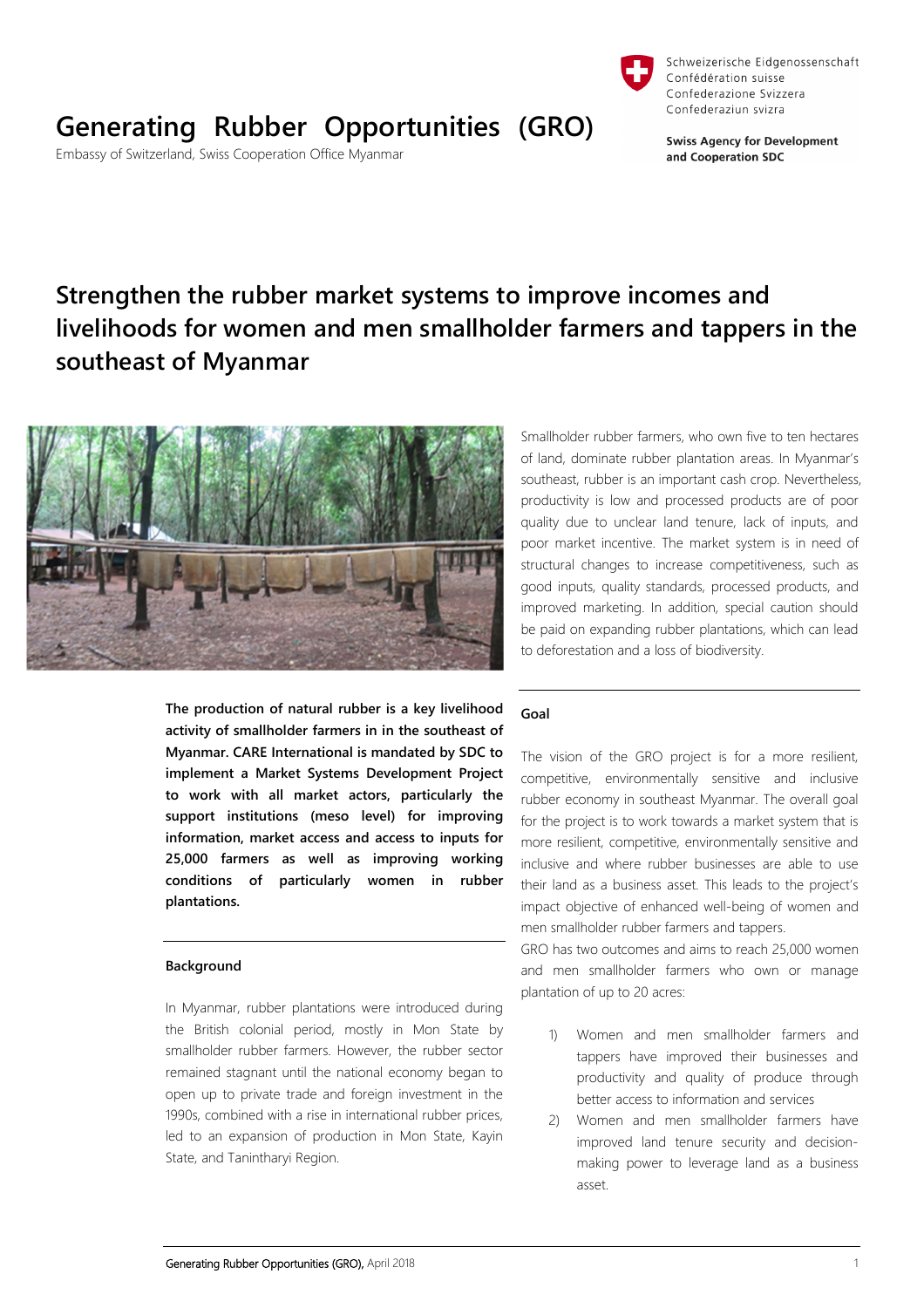# Generating Rubber Opportunities (GRO)

Embassy of Switzerland, Swiss Cooperation Office Myanmar

Schweizerische Eidgenossenschaft
Confédération suisse
Confederazione Svizzera
Confederaziun svizra

**Swiss Agency for Development and Cooperation SDC**

## Strengthen the rubber market systems to improve incomes and livelihoods for women and men smallholder farmers and tappers in the southeast of Myanmar

**The production of natural rubber is a key livelihood activity of smallholder farmers in in the southeast of Myanmar. CARE International is mandated by SDC to implement a Market Systems Development Project to work with all market actors, particularly the support institutions (meso level) for improving information, market access and access to inputs for 25,000 farmers as well as improving working conditions of particularly women in rubber plantations.**

### Background

In Myanmar, rubber plantations were introduced during the British colonial period, mostly in Mon State by smallholder rubber farmers. However, the rubber sector remained stagnant until the national economy began to open up to private trade and foreign investment in the 1990s, combined with a rise in international rubber prices, led to an expansion of production in Mon State, Kayin State, and Tanintharyi Region.

Smallholder rubber farmers, who own five to ten hectares of land, dominate rubber plantation areas. In Myanmar's southeast, rubber is an important cash crop. Nevertheless, productivity is low and processed products are of poor quality due to unclear land tenure, lack of inputs, and poor market incentive. The market system is in need of structural changes to increase competitiveness, such as good inputs, quality standards, processed products, and improved marketing. In addition, special caution should be paid on expanding rubber plantations, which can lead to deforestation and a loss of biodiversity.

### Goal

The vision of the GRO project is for a more resilient, competitive, environmentally sensitive and inclusive rubber economy in southeast Myanmar. The overall goal for the project is to work towards a market system that is more resilient, competitive, environmentally sensitive and inclusive and where rubber businesses are able to use their land as a business asset. This leads to the project's impact objective of enhanced well-being of women and men smallholder rubber farmers and tappers.

GRO has two outcomes and aims to reach 25,000 women and men smallholder farmers who own or manage plantation of up to 20 acres:

1) Women and men smallholder farmers and tappers have improved their businesses and productivity and quality of produce through better access to information and services
2) Women and men smallholder farmers have improved land tenure security and decision-making power to leverage land as a business asset.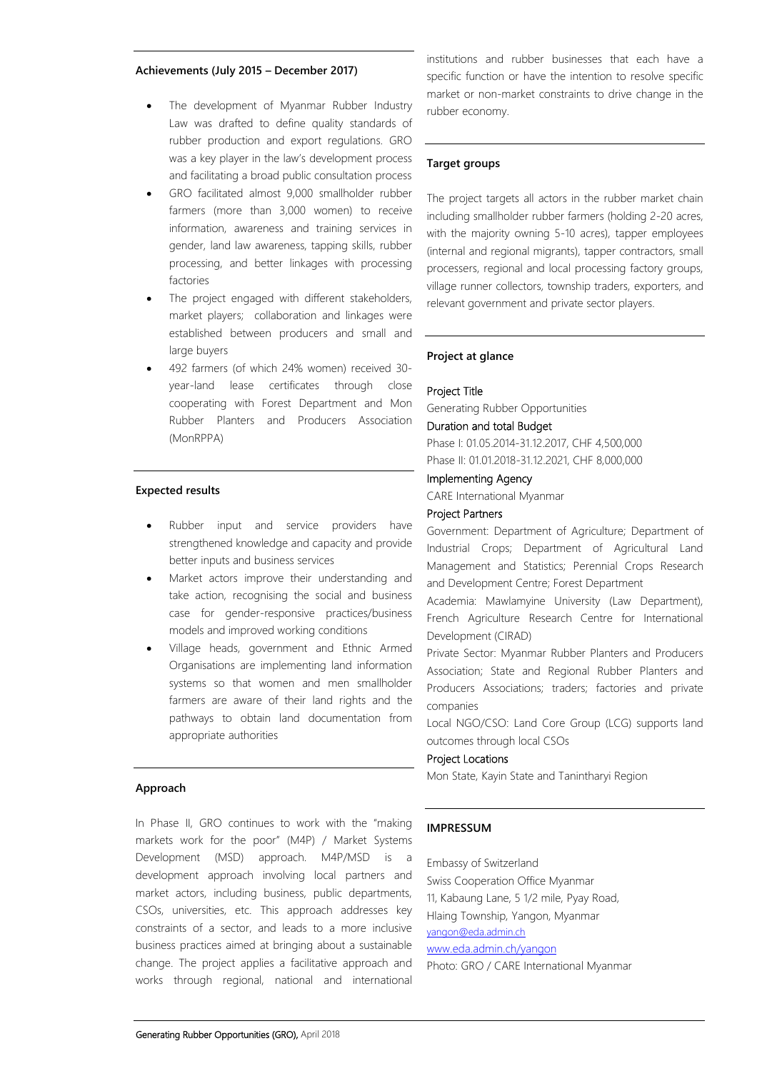## Achievements (July 2015 – December 2017)

- The development of Myanmar Rubber Industry Law was drafted to define quality standards of rubber production and export regulations. GRO was a key player in the law's development process and facilitating a broad public consultation process
- GRO facilitated almost 9,000 smallholder rubber farmers (more than 3,000 women) to receive information, awareness and training services in gender, land law awareness, tapping skills, rubber processing, and better linkages with processing factories
- The project engaged with different stakeholders, market players; collaboration and linkages were established between producers and small and large buyers
- 492 farmers (of which 24% women) received 30-year-land lease certificates through close cooperating with Forest Department and Mon Rubber Planters and Producers Association (MonRPPA)

## Expected results

- Rubber input and service providers have strengthened knowledge and capacity and provide better inputs and business services
- Market actors improve their understanding and take action, recognising the social and business case for gender-responsive practices/business models and improved working conditions
- Village heads, government and Ethnic Armed Organisations are implementing land information systems so that women and men smallholder farmers are aware of their land rights and the pathways to obtain land documentation from appropriate authorities

## Approach

In Phase II, GRO continues to work with the "making markets work for the poor" (M4P) / Market Systems Development (MSD) approach. M4P/MSD is a development approach involving local partners and market actors, including business, public departments, CSOs, universities, etc. This approach addresses key constraints of a sector, and leads to a more inclusive business practices aimed at bringing about a sustainable change. The project applies a facilitative approach and works through regional, national and international institutions and rubber businesses that each have a specific function or have the intention to resolve specific market or non-market constraints to drive change in the rubber economy.

## Target groups

The project targets all actors in the rubber market chain including smallholder rubber farmers (holding 2-20 acres, with the majority owning 5-10 acres), tapper employees (internal and regional migrants), tapper contractors, small processers, regional and local processing factory groups, village runner collectors, township traders, exporters, and relevant government and private sector players.

## Project at glance

**Project Title**
Generating Rubber Opportunities

**Duration and total Budget**
Phase I: 01.05.2014-31.12.2017, CHF 4,500,000
Phase II: 01.01.2018-31.12.2021, CHF 8,000,000

**Implementing Agency**
CARE International Myanmar

**Project Partners**
Government: Department of Agriculture; Department of Industrial Crops; Department of Agricultural Land Management and Statistics; Perennial Crops Research and Development Centre; Forest Department
Academia: Mawlamyine University (Law Department), French Agriculture Research Centre for International Development (CIRAD)
Private Sector: Myanmar Rubber Planters and Producers Association; State and Regional Rubber Planters and Producers Associations; traders; factories and private companies
Local NGO/CSO: Land Core Group (LCG) supports land outcomes through local CSOs

**Project Locations**
Mon State, Kayin State and Tanintharyi Region

## IMPRESSUM

Embassy of Switzerland
Swiss Cooperation Office Myanmar
11, Kabaung Lane, 5 1/2 mile, Pyay Road,
Hlaing Township, Yangon, Myanmar
yangon@eda.admin.ch
www.eda.admin.ch/yangon
Photo: GRO / CARE International Myanmar